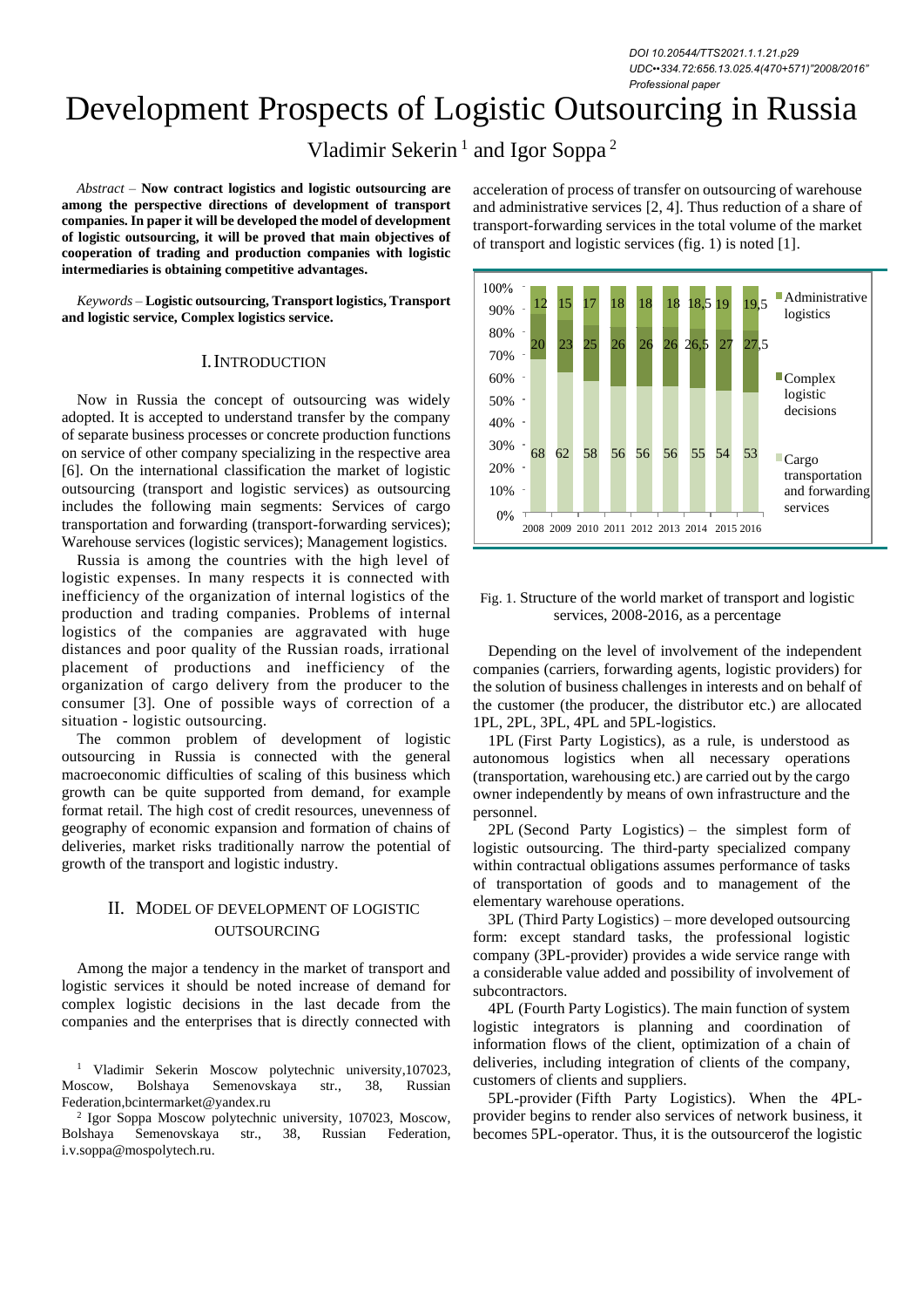*DOI 10.20544/TTS2021.1.1.21.p29*
*UDC••334.72:656.13.025.4(470+571)"2008/2016"*
*Professional paper*

# Development Prospects of Logistic Outsourcing in Russia

Vladimir Sekerin [1] and Igor Soppa [2]

*Abstract* – **Now contract logistics and logistic outsourcing are among the perspective directions of development of transport companies. In paper it will be developed the model of development of logistic outsourcing, it will be proved that main objectives of cooperation of trading and production companies with logistic intermediaries is obtaining competitive advantages.**

*Keywords* – **Logistic outsourcing, Transport logistics, Transport and logistic service, Complex logistics service.**

## I. Introduction

Now in Russia the concept of outsourcing was widely adopted. It is accepted to understand transfer by the company of separate business processes or concrete production functions on service of other company specializing in the respective area [6]. On the international classification the market of logistic outsourcing (transport and logistic services) as outsourcing includes the following main segments: Services of cargo transportation and forwarding (transport-forwarding services); Warehouse services (logistic services); Management logistics.

Russia is among the countries with the high level of logistic expenses. In many respects it is connected with inefficiency of the organization of internal logistics of the production and trading companies. Problems of internal logistics of the companies are aggravated with huge distances and poor quality of the Russian roads, irrational placement of productions and inefficiency of the organization of cargo delivery from the producer to the consumer [3]. One of possible ways of correction of a situation - logistic outsourcing.

The common problem of development of logistic outsourcing in Russia is connected with the general macroeconomic difficulties of scaling of this business which growth can be quite supported from demand, for example format retail. The high cost of credit resources, unevenness of geography of economic expansion and formation of chains of deliveries, market risks traditionally narrow the potential of growth of the transport and logistic industry.

## II. Model of Development of Logistic Outsourcing

Among the major a tendency in the market of transport and logistic services it should be noted increase of demand for complex logistic decisions in the last decade from the companies and the enterprises that is directly connected with acceleration of process of transfer on outsourcing of warehouse and administrative services [2, 4]. Thus reduction of a share of transport-forwarding services in the total volume of the market of transport and logistic services (fig. 1) is noted [1].

| | 2008 | 2009 | 2010 | 2011 | 2012 | 2013 | 2014 | 2015 | 2016 |
|---|---|---|---|---|---|---|---|---|---|
| Administrative logistics | 12 | 15 | 17 | 18 | 18 | 18 | 18,5 | 19 | 19,5 |
| Complex logistic decisions | 20 | 23 | 25 | 26 | 26 | 26 | 26,5 | 27 | 27,5 |
| Cargo transportation and forwarding services | 68 | 62 | 58 | 56 | 56 | 56 | 55 | 54 | 53 |

Fig. 1. Structure of the world market of transport and logistic services, 2008-2016, as a percentage

Depending on the level of involvement of the independent companies (carriers, forwarding agents, logistic providers) for the solution of business challenges in interests and on behalf of the customer (the producer, the distributor etc.) are allocated 1PL, 2PL, 3PL, 4PL and 5PL-logistics.

1PL (First Party Logistics), as a rule, is understood as autonomous logistics when all necessary operations (transportation, warehousing etc.) are carried out by the cargo owner independently by means of own infrastructure and the personnel.

2PL (Second Party Logistics) – the simplest form of logistic outsourcing. The third-party specialized company within contractual obligations assumes performance of tasks of transportation of goods and to management of the elementary warehouse operations.

3PL (Third Party Logistics) – more developed outsourcing form: except standard tasks, the professional logistic company (3PL-provider) provides a wide service range with a considerable value added and possibility of involvement of subcontractors.

4PL (Fourth Party Logistics). The main function of system logistic integrators is planning and coordination of information flows of the client, optimization of a chain of deliveries, including integration of clients of the company, customers of clients and suppliers.

5PL-provider (Fifth Party Logistics). When the 4PL-provider begins to render also services of network business, it becomes 5PL-operator. Thus, it is the outsourcerof the logistic

[1] Vladimir Sekerin Moscow polytechnic university,107023, Moscow, Bolshaya Semenovskaya str., 38, Russian Federation,bcintermarket@yandex.ru

[2] Igor Soppa Moscow polytechnic university, 107023, Moscow, Bolshaya Semenovskaya str., 38, Russian Federation, i.v.soppa@mospolytech.ru.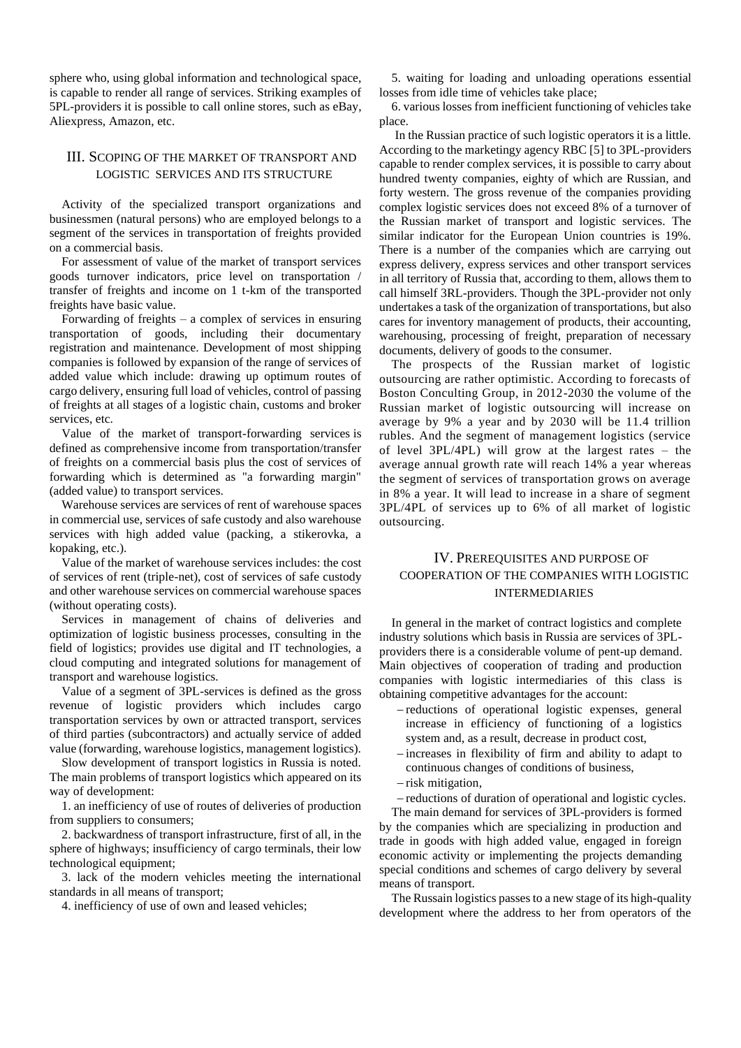sphere who, using global information and technological space, is capable to render all range of services. Striking examples of 5PL-providers it is possible to call online stores, such as eBay, Aliexpress, Amazon, etc.

## III. Scoping of the Market of Transport and Logistic Services and Its Structure

Activity of the specialized transport organizations and businessmen (natural persons) who are employed belongs to a segment of the services in transportation of freights provided on a commercial basis.

For assessment of value of the market of transport services goods turnover indicators, price level on transportation / transfer of freights and income on 1 t-km of the transported freights have basic value.

Forwarding of freights – a complex of services in ensuring transportation of goods, including their documentary registration and maintenance. Development of most shipping companies is followed by expansion of the range of services of added value which include: drawing up optimum routes of cargo delivery, ensuring full load of vehicles, control of passing of freights at all stages of a logistic chain, customs and broker services, etc.

Value of the market of transport-forwarding services is defined as comprehensive income from transportation/transfer of freights on a commercial basis plus the cost of services of forwarding which is determined as "a forwarding margin" (added value) to transport services.

Warehouse services are services of rent of warehouse spaces in commercial use, services of safe custody and also warehouse services with high added value (packing, a stikerovka, a kopaking, etc.).

Value of the market of warehouse services includes: the cost of services of rent (triple-net), cost of services of safe custody and other warehouse services on commercial warehouse spaces (without operating costs).

Services in management of chains of deliveries and optimization of logistic business processes, consulting in the field of logistics; provides use digital and IT technologies, a cloud computing and integrated solutions for management of transport and warehouse logistics.

Value of a segment of 3PL-services is defined as the gross revenue of logistic providers which includes cargo transportation services by own or attracted transport, services of third parties (subcontractors) and actually service of added value (forwarding, warehouse logistics, management logistics).

Slow development of transport logistics in Russia is noted. The main problems of transport logistics which appeared on its way of development:

1. an inefficiency of use of routes of deliveries of production from suppliers to consumers;
2. backwardness of transport infrastructure, first of all, in the sphere of highways; insufficiency of cargo terminals, their low technological equipment;
3. lack of the modern vehicles meeting the international standards in all means of transport;
4. inefficiency of use of own and leased vehicles;
5. waiting for loading and unloading operations essential losses from idle time of vehicles take place;
6. various losses from inefficient functioning of vehicles take place.

In the Russian practice of such logistic operators it is a little. According to the marketingy agency RBC [5] to 3PL-providers capable to render complex services, it is possible to carry about hundred twenty companies, eighty of which are Russian, and forty western. The gross revenue of the companies providing complex logistic services does not exceed 8% of a turnover of the Russian market of transport and logistic services. The similar indicator for the European Union countries is 19%. There is a number of the companies which are carrying out express delivery, express services and other transport services in all territory of Russia that, according to them, allows them to call himself 3RL-providers. Though the 3PL-provider not only undertakes a task of the organization of transportations, but also cares for inventory management of products, their accounting, warehousing, processing of freight, preparation of necessary documents, delivery of goods to the consumer.

The prospects of the Russian market of logistic outsourcing are rather optimistic. According to forecasts of Boston Conculting Group, in 2012-2030 the volume of the Russian market of logistic outsourcing will increase on average by 9% a year and by 2030 will be 11.4 trillion rubles. And the segment of management logistics (service of level 3PL/4PL) will grow at the largest rates – the average annual growth rate will reach 14% a year whereas the segment of services of transportation grows on average in 8% a year. It will lead to increase in a share of segment 3PL/4PL of services up to 6% of all market of logistic outsourcing.

## IV. Prerequisites and Purpose of Cooperation of the Companies with Logistic Intermediaries

In general in the market of contract logistics and complete industry solutions which basis in Russia are services of 3PL-providers there is a considerable volume of pent-up demand. Main objectives of cooperation of trading and production companies with logistic intermediaries of this class is obtaining competitive advantages for the account:

- reductions of operational logistic expenses, general increase in efficiency of functioning of a logistics system and, as a result, decrease in product cost,
- increases in flexibility of firm and ability to adapt to continuous changes of conditions of business,
- risk mitigation,
- reductions of duration of operational and logistic cycles.

The main demand for services of 3PL-providers is formed by the companies which are specializing in production and trade in goods with high added value, engaged in foreign economic activity or implementing the projects demanding special conditions and schemes of cargo delivery by several means of transport.

The Russain logistics passes to a new stage of its high-quality development where the address to her from operators of the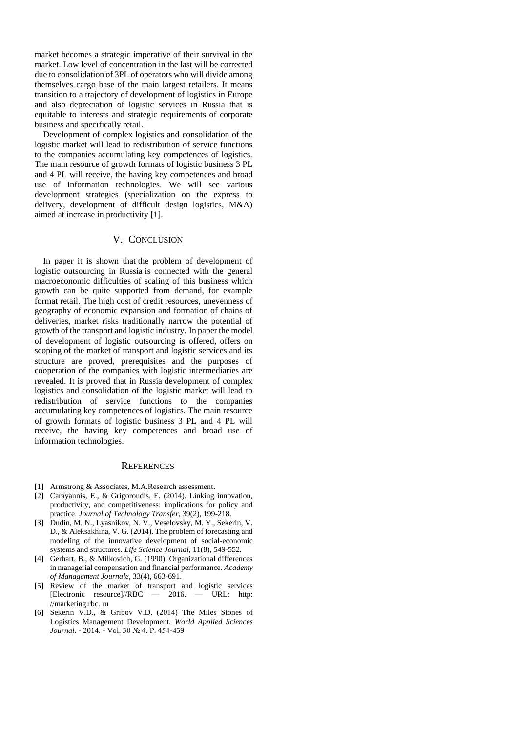market becomes a strategic imperative of their survival in the market. Low level of concentration in the last will be corrected due to consolidation of 3PL of operators who will divide among themselves cargo base of the main largest retailers. It means transition to a trajectory of development of logistics in Europe and also depreciation of logistic services in Russia that is equitable to interests and strategic requirements of corporate business and specifically retail.

Development of complex logistics and consolidation of the logistic market will lead to redistribution of service functions to the companies accumulating key competences of logistics. The main resource of growth formats of logistic business 3 PL and 4 PL will receive, the having key competences and broad use of information technologies. We will see various development strategies (specialization on the express to delivery, development of difficult design logistics, M&A) aimed at increase in productivity [1].

## V. Conclusion

In paper it is shown that the problem of development of logistic outsourcing in Russia is connected with the general macroeconomic difficulties of scaling of this business which growth can be quite supported from demand, for example format retail. The high cost of credit resources, unevenness of geography of economic expansion and formation of chains of deliveries, market risks traditionally narrow the potential of growth of the transport and logistic industry. In paper the model of development of logistic outsourcing is offered, offers on scoping of the market of transport and logistic services and its structure are proved, prerequisites and the purposes of cooperation of the companies with logistic intermediaries are revealed. It is proved that in Russia development of complex logistics and consolidation of the logistic market will lead to redistribution of service functions to the companies accumulating key competences of logistics. The main resource of growth formats of logistic business 3 PL and 4 PL will receive, the having key competences and broad use of information technologies.

## References

[1] Armstrong & Associates, M.A.Research assessment.

[2] Carayannis, E., & Grigoroudis, E. (2014). Linking innovation, productivity, and competitiveness: implications for policy and practice. *Journal of Technology Transfer*, 39(2), 199-218.

[3] Dudin, M. N., Lyasnikov, N. V., Veselovsky, M. Y., Sekerin, V. D., & Aleksakhina, V. G. (2014). The problem of forecasting and modeling of the innovative development of social-economic systems and structures. *Life Science Journal*, 11(8), 549-552.

[4] Gerhart, B., & Milkovich, G. (1990). Organizational differences in managerial compensation and financial performance. *Academy of Management Journale*, 33(4), 663-691.

[5] Review of the market of transport and logistic services [Electronic resource]//RBC — 2016. — URL: http: //marketing.rbc. ru

[6] Sekerin V.D., & Gribov V.D. (2014) The Miles Stones of Logistics Management Development. *World Applied Sciences Journal*. - 2014. - Vol. 30 № 4. P. 454-459